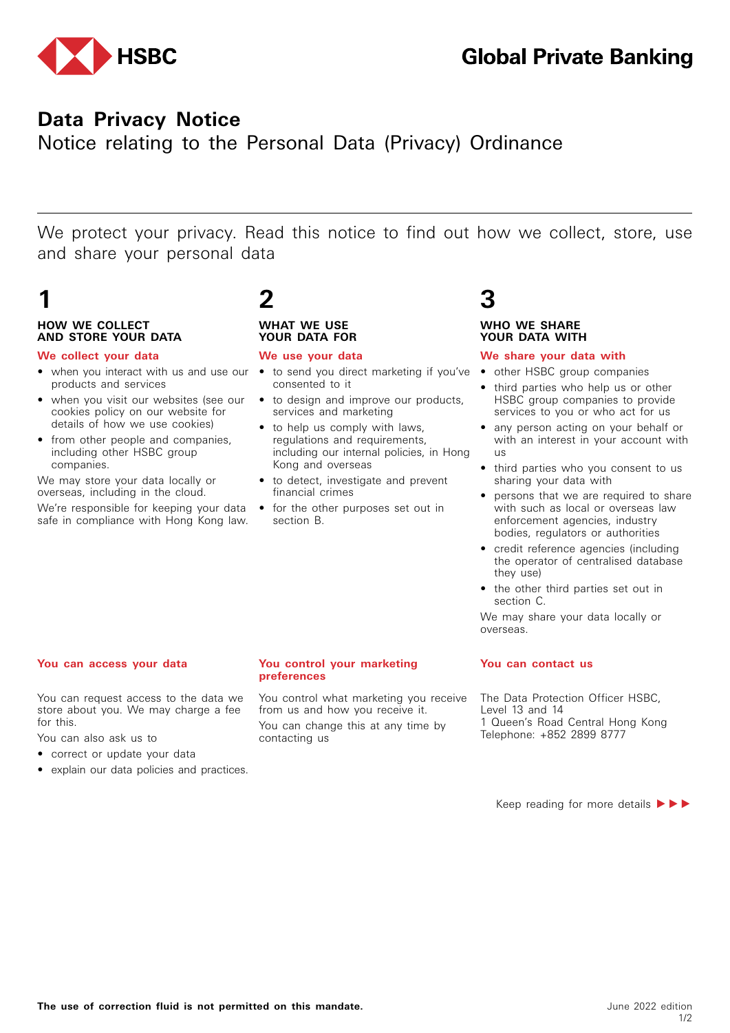HSBC

Global Private Banking

# Data Privacy Notice

## Notice relating to the Personal Data (Privacy) Ordinance

We protect your privacy. Read this notice to find out how we collect, store, use and share your personal data

## 1

### HOW WE COLLECT AND STORE YOUR DATA

**We collect your data**

- when you interact with us and use our products and services
- when you visit our websites (see our cookies policy on our website for details of how we use cookies)
- from other people and companies, including other HSBC group companies.

We may store your data locally or overseas, including in the cloud.

We're responsible for keeping your data safe in compliance with Hong Kong law.

## 2

### WHAT WE USE YOUR DATA FOR

**We use your data**

- to send you direct marketing if you've consented to it
- to design and improve our products, services and marketing
- to help us comply with laws, regulations and requirements, including our internal policies, in Hong Kong and overseas
- to detect, investigate and prevent financial crimes
- for the other purposes set out in section B.

## 3

### WHO WE SHARE YOUR DATA WITH

**We share your data with**

- other HSBC group companies
- third parties who help us or other HSBC group companies to provide services to you or who act for us
- any person acting on your behalf or with an interest in your account with us
- third parties who you consent to us sharing your data with
- persons that we are required to share with such as local or overseas law enforcement agencies, industry bodies, regulators or authorities
- credit reference agencies (including the operator of centralised database they use)
- the other third parties set out in section C.

We may share your data locally or overseas.

**You can access your data**

You can request access to the data we store about you. We may charge a fee for this.

You can also ask us to

- correct or update your data
- explain our data policies and practices.

**You control your marketing preferences**

You control what marketing you receive from us and how you receive it.

You can change this at any time by contacting us

**You can contact us**

The Data Protection Officer HSBC,
Level 13 and 14
1 Queen's Road Central Hong Kong
Telephone: +852 2899 8777

Keep reading for more details ▶▶▶

**The use of correction fluid is not permitted on this mandate.**

June 2022 edition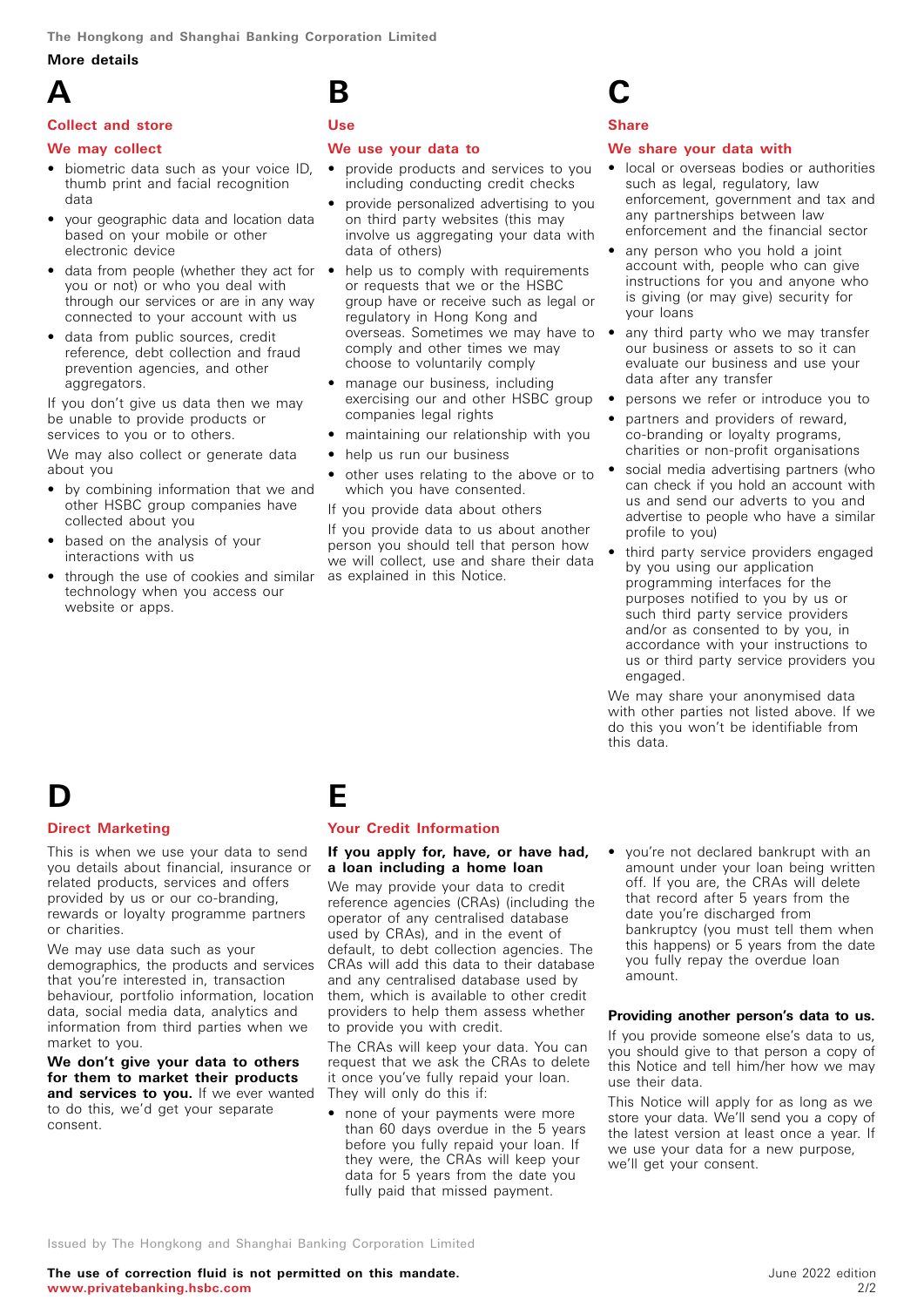The Hongkong and Shanghai Banking Corporation Limited

**More details**

# A

## Collect and store

### We may collect

- biometric data such as your voice ID, thumb print and facial recognition data
- your geographic data and location data based on your mobile or other electronic device
- data from people (whether they act for you or not) or who you deal with through our services or are in any way connected to your account with us
- data from public sources, credit reference, debt collection and fraud prevention agencies, and other aggregators.

If you don't give us data then we may be unable to provide products or services to you or to others.

We may also collect or generate data about you

- by combining information that we and other HSBC group companies have collected about you
- based on the analysis of your interactions with us
- through the use of cookies and similar technology when you access our website or apps.

# B

## Use

### We use your data to

- provide products and services to you including conducting credit checks
- provide personalized advertising to you on third party websites (this may involve us aggregating your data with data of others)
- help us to comply with requirements or requests that we or the HSBC group have or receive such as legal or regulatory in Hong Kong and overseas. Sometimes we may have to comply and other times we may choose to voluntarily comply
- manage our business, including exercising our and other HSBC group companies legal rights
- maintaining our relationship with you
- help us run our business
- other uses relating to the above or to which you have consented.

If you provide data about others

If you provide data to us about another person you should tell that person how we will collect, use and share their data as explained in this Notice.

# C

## Share

### We share your data with

- local or overseas bodies or authorities such as legal, regulatory, law enforcement, government and tax and any partnerships between law enforcement and the financial sector
- any person who you hold a joint account with, people who can give instructions for you and anyone who is giving (or may give) security for your loans
- any third party who we may transfer our business or assets to so it can evaluate our business and use your data after any transfer
- persons we refer or introduce you to
- partners and providers of reward, co-branding or loyalty programs, charities or non-profit organisations
- social media advertising partners (who can check if you hold an account with us and send our adverts to you and advertise to people who have a similar profile to you)
- third party service providers engaged by you using our application programming interfaces for the purposes notified to you by us or such third party service providers and/or as consented to by you, in accordance with your instructions to us or third party service providers you engaged.

We may share your anonymised data with other parties not listed above. If we do this you won't be identifiable from this data.

# D

## Direct Marketing

This is when we use your data to send you details about financial, insurance or related products, services and offers provided by us or our co-branding, rewards or loyalty programme partners or charities.

We may use data such as your demographics, the products and services that you're interested in, transaction behaviour, portfolio information, location data, social media data, analytics and information from third parties when we market to you.

**We don't give your data to others for them to market their products and services to you.** If we ever wanted to do this, we'd get your separate consent.

# E

## Your Credit Information

**If you apply for, have, or have had, a loan including a home loan**

We may provide your data to credit reference agencies (CRAs) (including the operator of any centralised database used by CRAs), and in the event of default, to debt collection agencies. The CRAs will add this data to their database and any centralised database used by them, which is available to other credit providers to help them assess whether to provide you with credit.

The CRAs will keep your data. You can request that we ask the CRAs to delete it once you've fully repaid your loan. They will only do this if:

- none of your payments were more than 60 days overdue in the 5 years before you fully repaid your loan. If they were, the CRAs will keep your data for 5 years from the date you fully paid that missed payment.
- you're not declared bankrupt with an amount under your loan being written off. If you are, the CRAs will delete that record after 5 years from the date you're discharged from bankruptcy (you must tell them when this happens) or 5 years from the date you fully repay the overdue loan amount.

**Providing another person's data to us.**

If you provide someone else's data to us, you should give to that person a copy of this Notice and tell him/her how we may use their data.

This Notice will apply for as long as we store your data. We'll send you a copy of the latest version at least once a year. If we use your data for a new purpose, we'll get your consent.

Issued by The Hongkong and Shanghai Banking Corporation Limited

**The use of correction fluid is not permitted on this mandate.**

**www.privatebanking.hsbc.com**

June 2022 edition